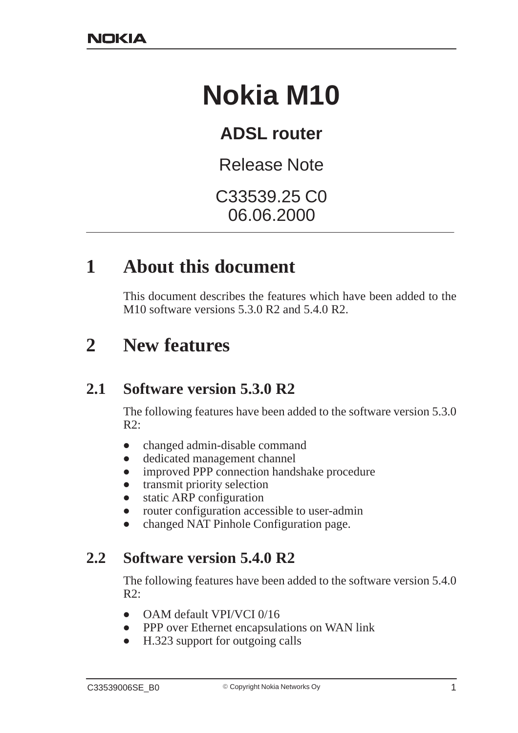# Nokia M10

## ADSL router

Release Note

C33539.25 C0
06.06.2000

## 1 About this document

This document describes the features which have been added to the M10 software versions 5.3.0 R2 and 5.4.0 R2.

## 2 New features

### 2.1 Software version 5.3.0 R2

The following features have been added to the software version 5.3.0 R2:

- changed admin-disable command
- dedicated management channel
- improved PPP connection handshake procedure
- transmit priority selection
- static ARP configuration
- router configuration accessible to user-admin
- changed NAT Pinhole Configuration page.

### 2.2 Software version 5.4.0 R2

The following features have been added to the software version 5.4.0 R2:

- OAM default VPI/VCI 0/16
- PPP over Ethernet encapsulations on WAN link
- H.323 support for outgoing calls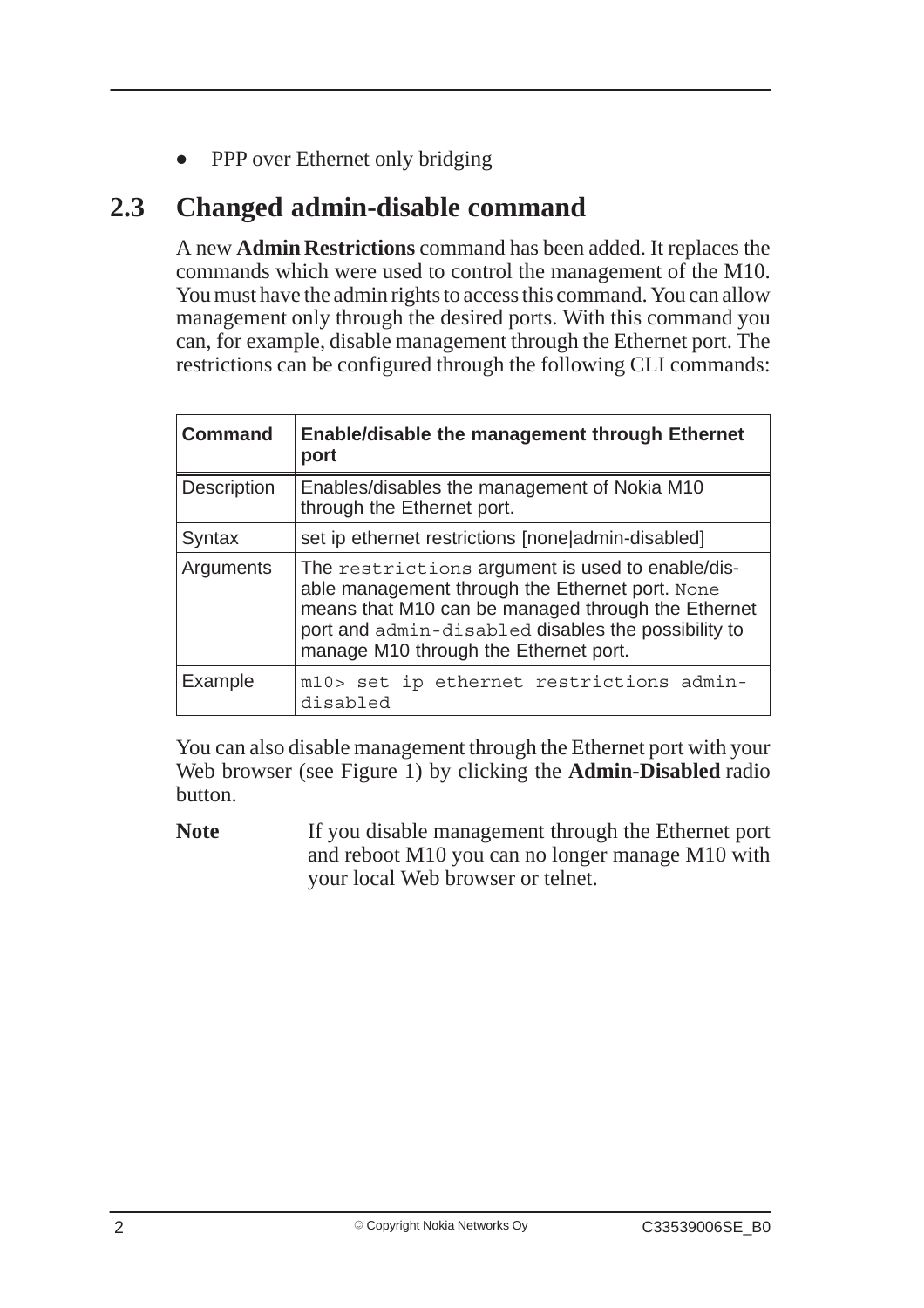- PPP over Ethernet only bridging

## 2.3 Changed admin-disable command

A new **Admin Restrictions** command has been added. It replaces the commands which were used to control the management of the M10. You must have the admin rights to access this command. You can allow management only through the desired ports. With this command you can, for example, disable management through the Ethernet port. The restrictions can be configured through the following CLI commands:

| **Command** | **Enable/disable the management through Ethernet port** |
|---|---|
| Description | Enables/disables the management of Nokia M10 through the Ethernet port. |
| Syntax | set ip ethernet restrictions [none\|admin-disabled] |
| Arguments | The `restrictions` argument is used to enable/disable management through the Ethernet port. `None` means that M10 can be managed through the Ethernet port and `admin-disabled` disables the possibility to manage M10 through the Ethernet port. |
| Example | `m10> set ip ethernet restrictions admin-disabled` |

You can also disable management through the Ethernet port with your Web browser (see Figure 1) by clicking the **Admin-Disabled** radio button.

**Note** If you disable management through the Ethernet port and reboot M10 you can no longer manage M10 with your local Web browser or telnet.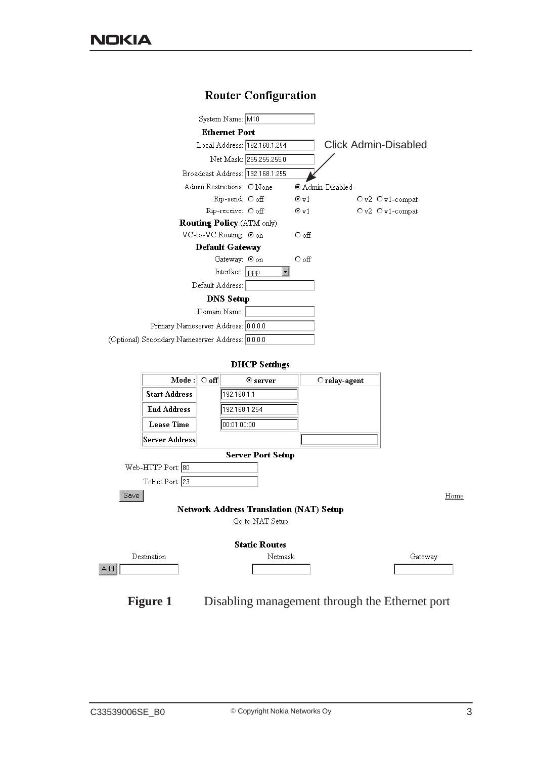# Router Configuration

System Name: M10

**Ethernet Port**

Local Address: 192.168.1.254

Click Admin-Disabled

Net Mask: 255.255.255.0

Broadcast Address: 192.168.1.255

Admin Restrictions: ○ None ◉ Admin-Disabled

Rip-send: ○ off ◉ v1 ○ v2 ○ v1-compat

Rip-receive: ○ off ◉ v1 ○ v2 ○ v1-compat

**Routing Policy** (ATM only)

VC-to-VC Routing: ◉ on ○ off

**Default Gateway**

Gateway: ◉ on ○ off

Interface: ppp

Default Address:

**DNS Setup**

Domain Name:

Primary Nameserver Address: 0.0.0.0

(Optional) Secondary Nameserver Address: 0.0.0.0

**DHCP Settings**

| **Mode :** | ○ **off** | ◉ **server** | ○ **relay-agent** |
|---|---|---|---|
| **Start Address** | | 192.168.1.1 | |
| **End Address** | | 192.168.1.254 | |
| **Lease Time** | | 00:01:00:00 | |
| **Server Address** | | | |

**Server Port Setup**

Web-HTTP Port: 80

Telnet Port: 23

Save

Home

**Network Address Translation (NAT) Setup**

Go to NAT Setup

**Static Routes**

| | Destination | Netmask | Gateway |
|---|---|---|---|
| Add | | | |

**Figure 1** Disabling management through the Ethernet port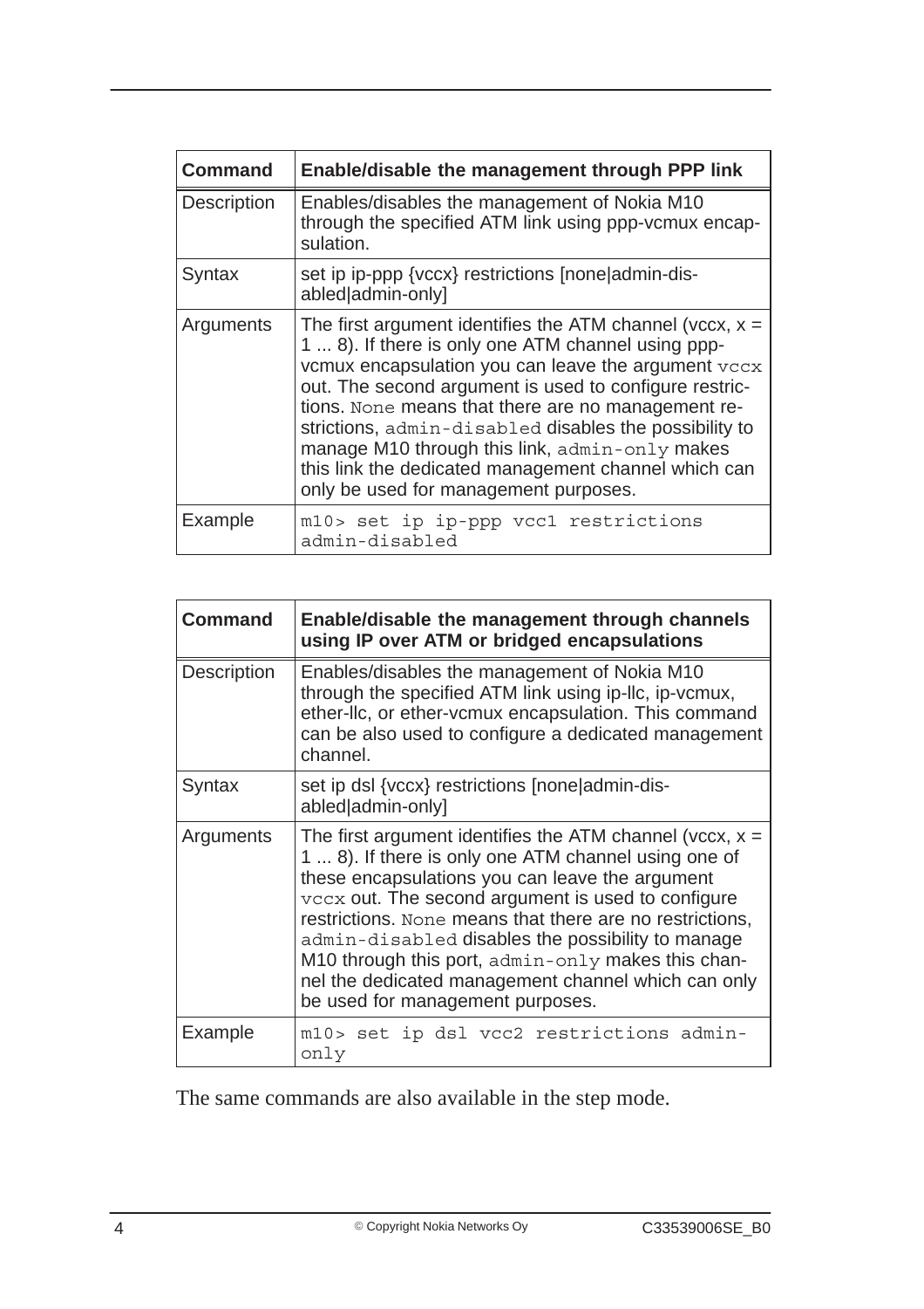| Command | Enable/disable the management through PPP link |
| --- | --- |
| Description | Enables/disables the management of Nokia M10 through the specified ATM link using ppp-vcmux encapsulation. |
| Syntax | set ip ip-ppp {vccx} restrictions [none\|admin-disabled\|admin-only] |
| Arguments | The first argument identifies the ATM channel (vccx, x = 1 ... 8). If there is only one ATM channel using ppp-vcmux encapsulation you can leave the argument `vccx` out. The second argument is used to configure restrictions. `None` means that there are no management restrictions, `admin-disabled` disables the possibility to manage M10 through this link, `admin-only` makes this link the dedicated management channel which can only be used for management purposes. |
| Example | `m10> set ip ip-ppp vcc1 restrictions admin-disabled` |

| Command | Enable/disable the management through channels using IP over ATM or bridged encapsulations |
| --- | --- |
| Description | Enables/disables the management of Nokia M10 through the specified ATM link using ip-llc, ip-vcmux, ether-llc, or ether-vcmux encapsulation. This command can be also used to configure a dedicated management channel. |
| Syntax | set ip dsl {vccx} restrictions [none\|admin-disabled\|admin-only] |
| Arguments | The first argument identifies the ATM channel (vccx, x = 1 ... 8). If there is only one ATM channel using one of these encapsulations you can leave the argument `vccx` out. The second argument is used to configure restrictions. `None` means that there are no restrictions, `admin-disabled` disables the possibility to manage M10 through this port, `admin-only` makes this channel the dedicated management channel which can only be used for management purposes. |
| Example | `m10> set ip dsl vcc2 restrictions admin-only` |

The same commands are also available in the step mode.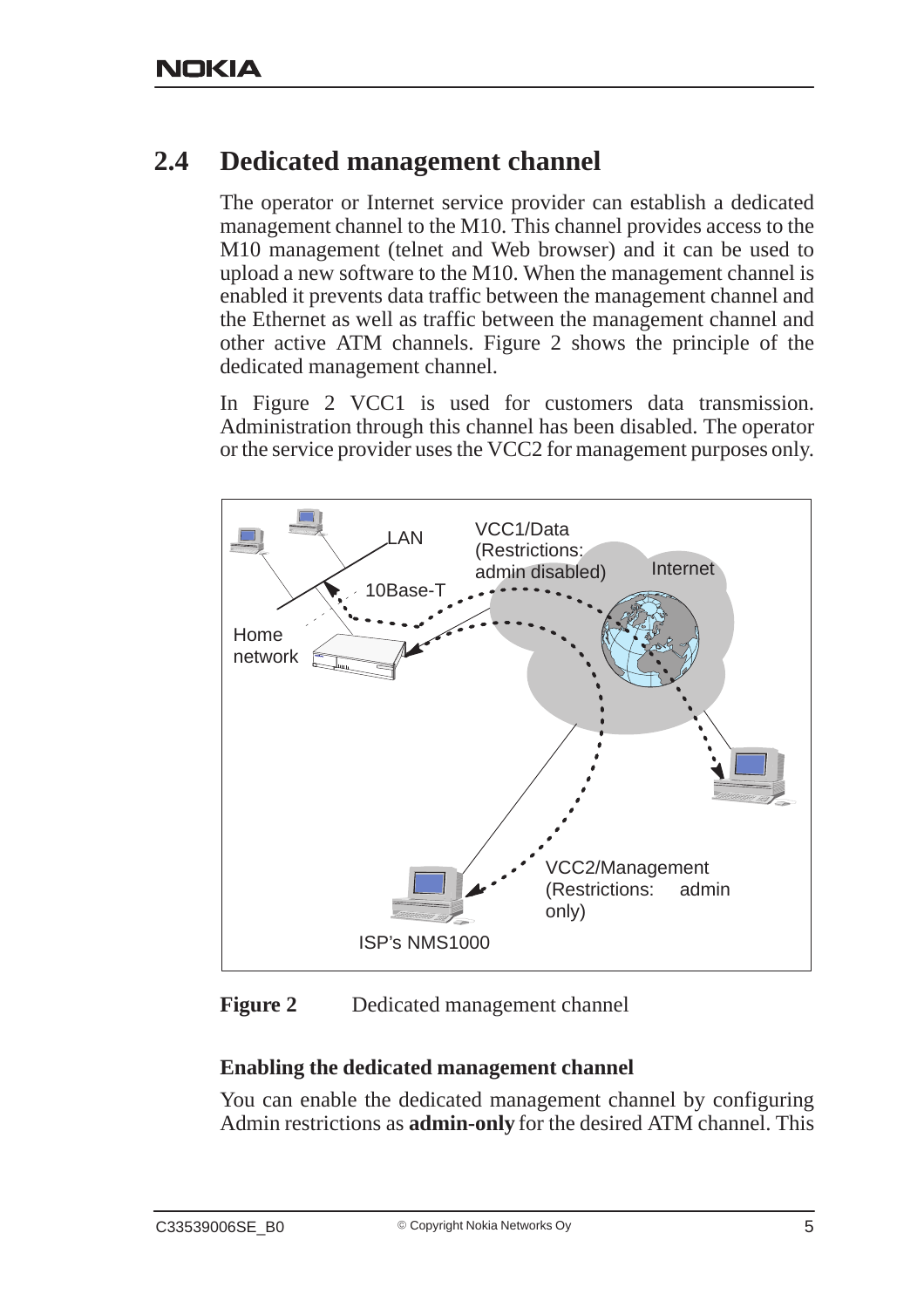## 2.4 Dedicated management channel

The operator or Internet service provider can establish a dedicated management channel to the M10. This channel provides access to the M10 management (telnet and Web browser) and it can be used to upload a new software to the M10. When the management channel is enabled it prevents data traffic between the management channel and the Ethernet as well as traffic between the management channel and other active ATM channels. Figure 2 shows the principle of the dedicated management channel.

In Figure 2 VCC1 is used for customers data transmission. Administration through this channel has been disabled. The operator or the service provider uses the VCC2 for management purposes only.

**Figure 2** Dedicated management channel

### Enabling the dedicated management channel

You can enable the dedicated management channel by configuring Admin restrictions as **admin-only** for the desired ATM channel. This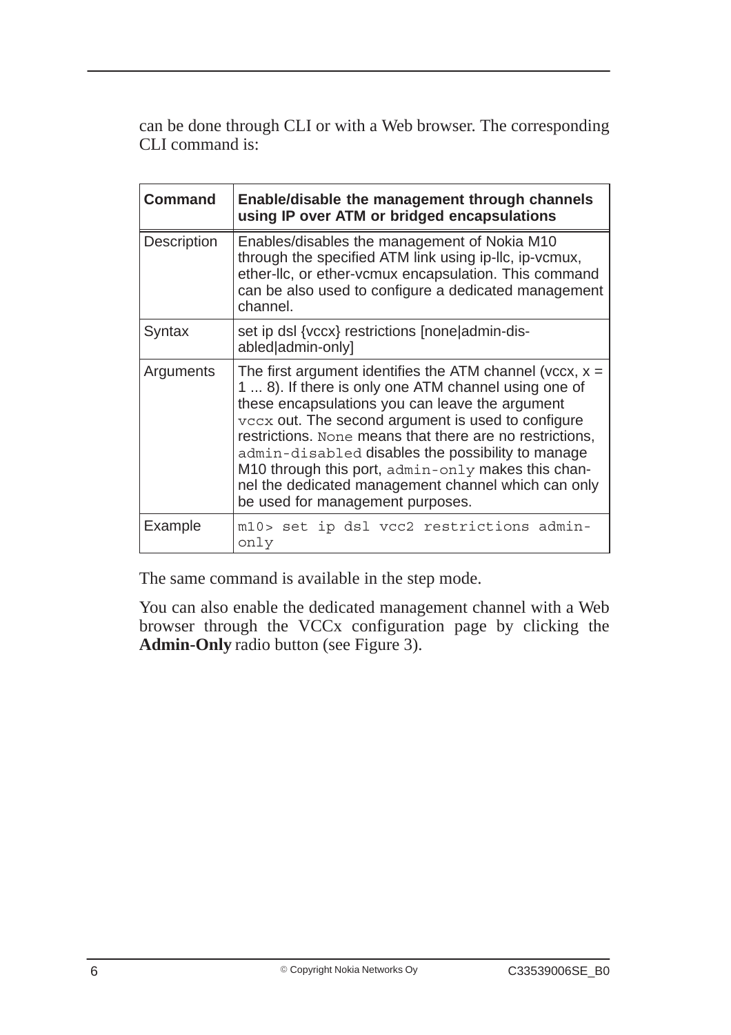can be done through CLI or with a Web browser. The corresponding CLI command is:

| Command | Enable/disable the management through channels using IP over ATM or bridged encapsulations |
|---|---|
| Description | Enables/disables the management of Nokia M10 through the specified ATM link using ip-llc, ip-vcmux, ether-llc, or ether-vcmux encapsulation. This command can be also used to configure a dedicated management channel. |
| Syntax | set ip dsl {vccx} restrictions [none|admin-disabled|admin-only] |
| Arguments | The first argument identifies the ATM channel (vccx, x = 1 ... 8). If there is only one ATM channel using one of these encapsulations you can leave the argument `vccx` out. The second argument is used to configure restrictions. `None` means that there are no restrictions, `admin-disabled` disables the possibility to manage M10 through this port, `admin-only` makes this channel the dedicated management channel which can only be used for management purposes. |
| Example | `m10> set ip dsl vcc2 restrictions admin-only` |

The same command is available in the step mode.

You can also enable the dedicated management channel with a Web browser through the VCCx configuration page by clicking the **Admin-Only** radio button (see Figure 3).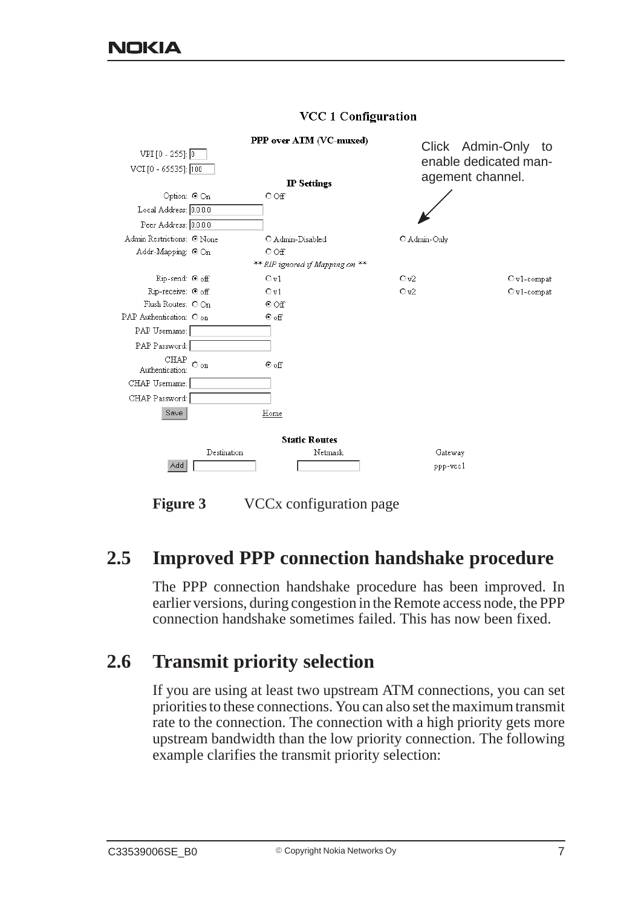VCC 1 Configuration

PPP over ATM (VC-muxed)

VPI [0 - 255]: 0

VCI [0 - 65535]: 100

Click Admin-Only to enable dedicated management channel.

IP Settings

| | | | |
|---|---|---|---|
| Option: | ◉ On | ○ Off | |
| Local Address: | 0.0.0.0 | | |
| Peer Address: | 0.0.0.0 | | |
| Admin Restrictions: | ◉ None | ○ Admin-Disabled | ○ Admin-Only |
| Addr-Mapping: | ◉ On | ○ Off | |
| | | ** RIP ignored if Mapping on ** | |
| Rip-send: | ◉ off | ○ v1 | ○ v2 | ○ v1-compat |
| Rip-receive: | ◉ off | ○ v1 | ○ v2 | ○ v1-compat |
| Flush Routes: | ○ On | ◉ Off | |
| PAP Authentication: | ○ on | ◉ off | |
| PAP Username: | | | |
| PAP Password: | | | |
| CHAP Authentication: | ○ on | ◉ off | |
| CHAP Username: | | | |
| CHAP Password: | | | |
| Save | | Home | |

Static Routes

| | Destination | Netmask | Gateway |
|---|---|---|---|
| Add | | | ppp-vcc1 |

**Figure 3** VCCx configuration page

## 2.5 Improved PPP connection handshake procedure

The PPP connection handshake procedure has been improved. In earlier versions, during congestion in the Remote access node, the PPP connection handshake sometimes failed. This has now been fixed.

## 2.6 Transmit priority selection

If you are using at least two upstream ATM connections, you can set priorities to these connections. You can also set the maximum transmit rate to the connection. The connection with a high priority gets more upstream bandwidth than the low priority connection. The following example clarifies the transmit priority selection: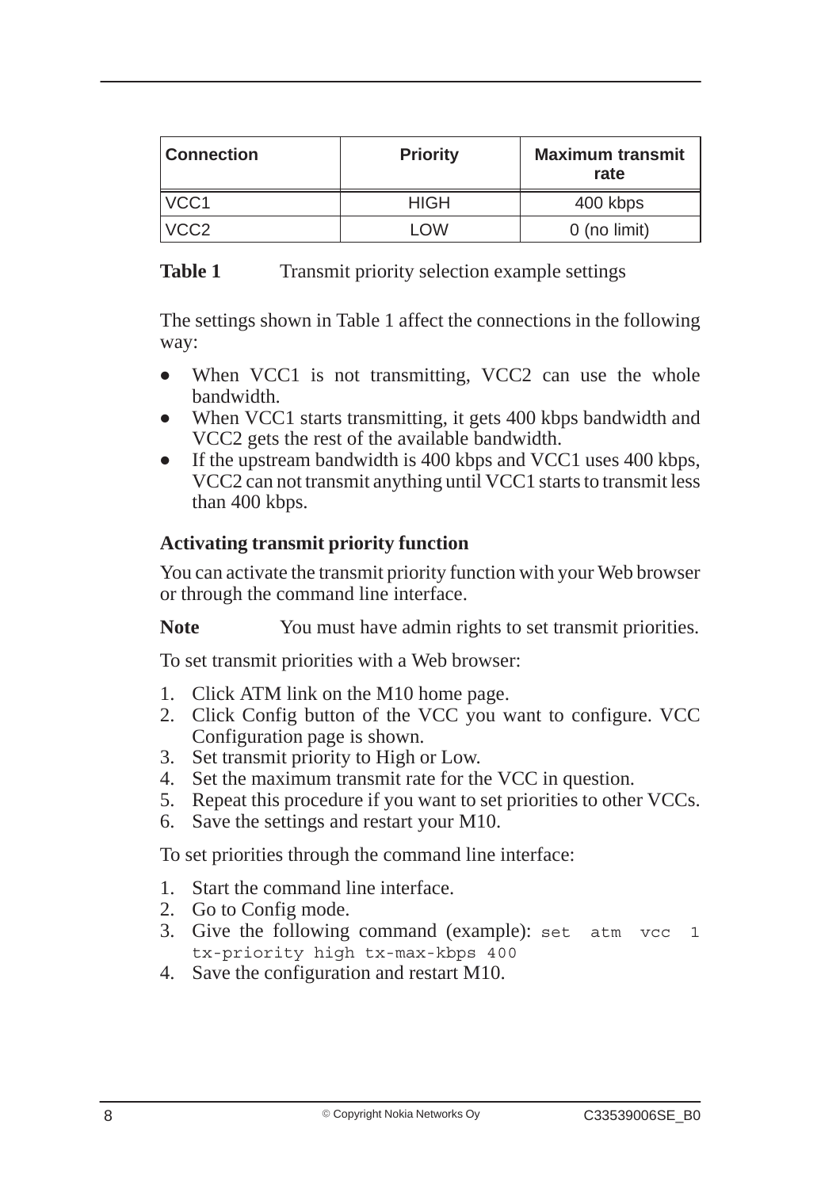| Connection | Priority | Maximum transmit rate |
|---|---|---|
| VCC1 | HIGH | 400 kbps |
| VCC2 | LOW | 0 (no limit) |

**Table 1** Transmit priority selection example settings

The settings shown in Table 1 affect the connections in the following way:

- When VCC1 is not transmitting, VCC2 can use the whole bandwidth.
- When VCC1 starts transmitting, it gets 400 kbps bandwidth and VCC2 gets the rest of the available bandwidth.
- If the upstream bandwidth is 400 kbps and VCC1 uses 400 kbps, VCC2 can not transmit anything until VCC1 starts to transmit less than 400 kbps.

### Activating transmit priority function

You can activate the transmit priority function with your Web browser or through the command line interface.

**Note** You must have admin rights to set transmit priorities.

To set transmit priorities with a Web browser:

1. Click ATM link on the M10 home page.
2. Click Config button of the VCC you want to configure. VCC Configuration page is shown.
3. Set transmit priority to High or Low.
4. Set the maximum transmit rate for the VCC in question.
5. Repeat this procedure if you want to set priorities to other VCCs.
6. Save the settings and restart your M10.

To set priorities through the command line interface:

1. Start the command line interface.
2. Go to Config mode.
3. Give the following command (example): `set atm vcc 1 tx-priority high tx-max-kbps 400`
4. Save the configuration and restart M10.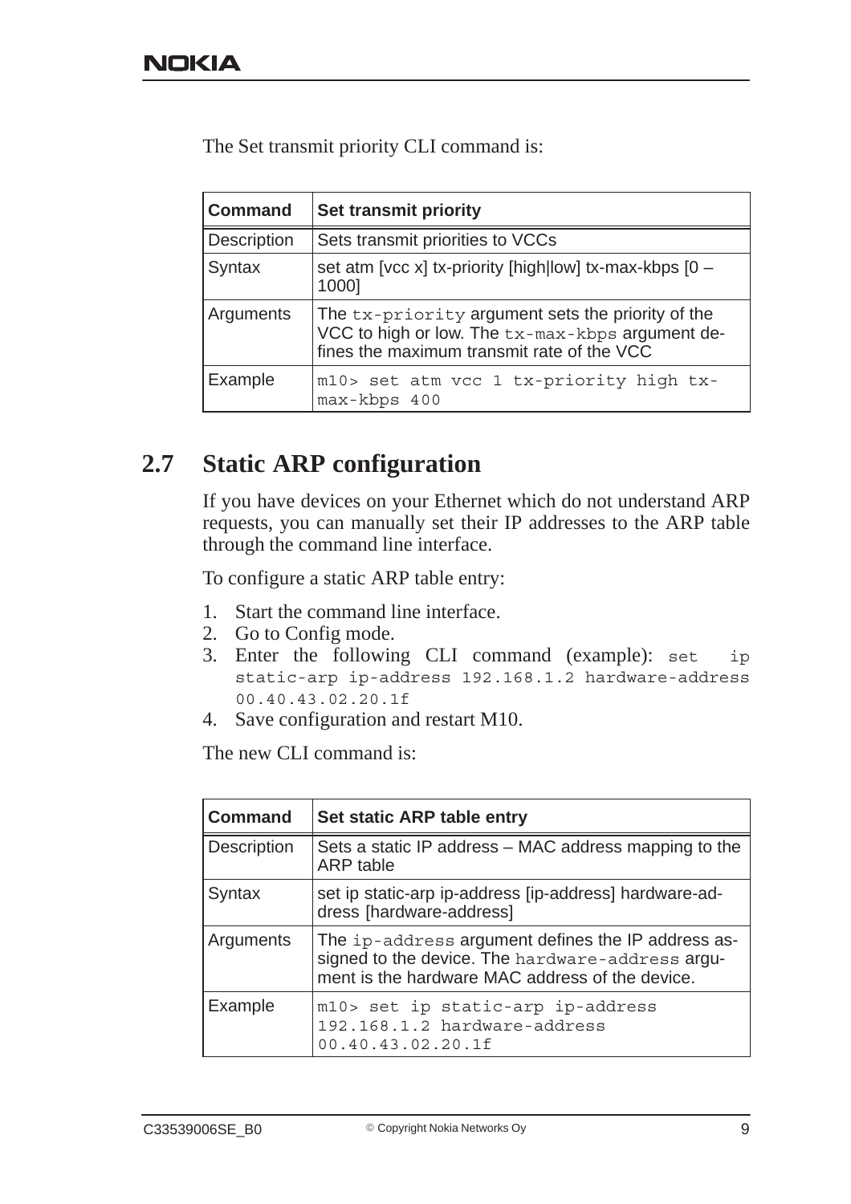The Set transmit priority CLI command is:

| Command | Set transmit priority |
|---|---|
| Description | Sets transmit priorities to VCCs |
| Syntax | set atm [vcc x] tx-priority [high\|low] tx-max-kbps [0 – 1000] |
| Arguments | The `tx-priority` argument sets the priority of the VCC to high or low. The `tx-max-kbps` argument defines the maximum transmit rate of the VCC |
| Example | `m10> set atm vcc 1 tx-priority high tx-max-kbps 400` |

## 2.7 Static ARP configuration

If you have devices on your Ethernet which do not understand ARP requests, you can manually set their IP addresses to the ARP table through the command line interface.

To configure a static ARP table entry:

1. Start the command line interface.
2. Go to Config mode.
3. Enter the following CLI command (example): `set ip static-arp ip-address 192.168.1.2 hardware-address 00.40.43.02.20.1f`
4. Save configuration and restart M10.

The new CLI command is:

| Command | Set static ARP table entry |
|---|---|
| Description | Sets a static IP address – MAC address mapping to the ARP table |
| Syntax | set ip static-arp ip-address [ip-address] hardware-address [hardware-address] |
| Arguments | The `ip-address` argument defines the IP address assigned to the device. The `hardware-address` argument is the hardware MAC address of the device. |
| Example | `m10> set ip static-arp ip-address 192.168.1.2 hardware-address 00.40.43.02.20.1f` |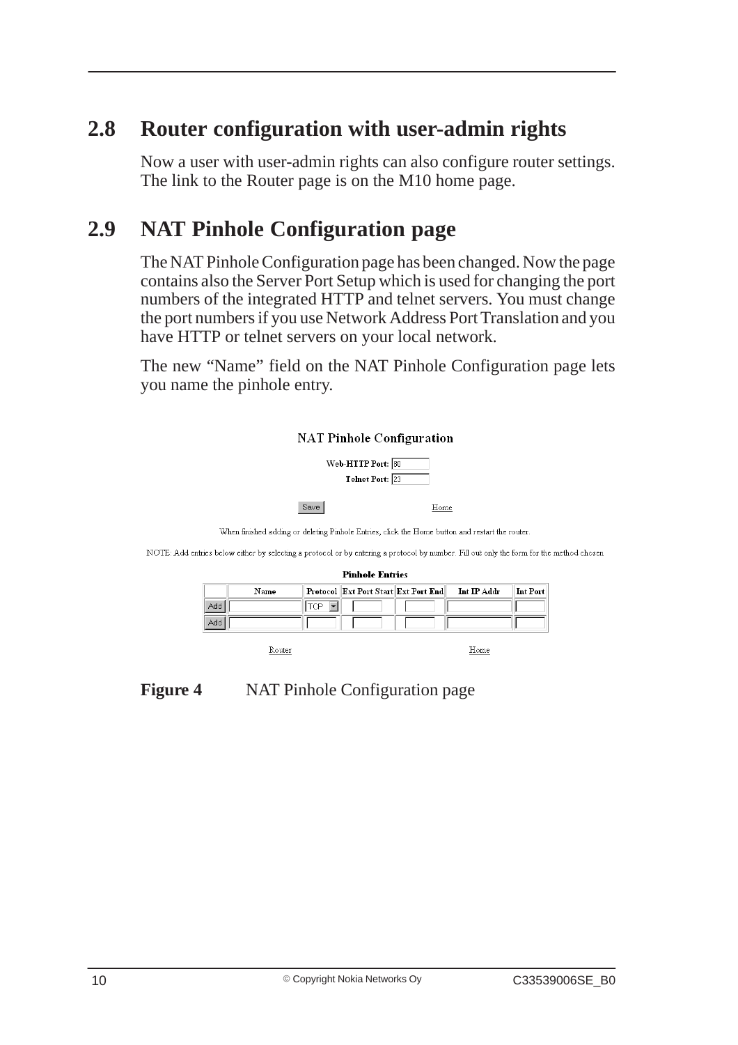## 2.8 Router configuration with user-admin rights

Now a user with user-admin rights can also configure router settings. The link to the Router page is on the M10 home page.

## 2.9 NAT Pinhole Configuration page

The NAT Pinhole Configuration page has been changed. Now the page contains also the Server Port Setup which is used for changing the port numbers of the integrated HTTP and telnet servers. You must change the port numbers if you use Network Address Port Translation and you have HTTP or telnet servers on your local network.

The new “Name” field on the NAT Pinhole Configuration page lets you name the pinhole entry.

NAT Pinhole Configuration

Web-HTTP Port: 80

Telnet Port: 23

Save    Home

When finished adding or deleting Pinhole Entries, click the Home button and restart the router.

NOTE: Add entries below either by selecting a protocol or by entering a protocol by number. Fill out only the form for the method chosen

**Pinhole Entries**

| | Name | Protocol | Ext Port Start | Ext Port End | Int IP Addr | Int Port |
|---|---|---|---|---|---|---|
| Add | | TCP | | | | |
| Add | | | | | | |

Router    Home

**Figure 4** NAT Pinhole Configuration page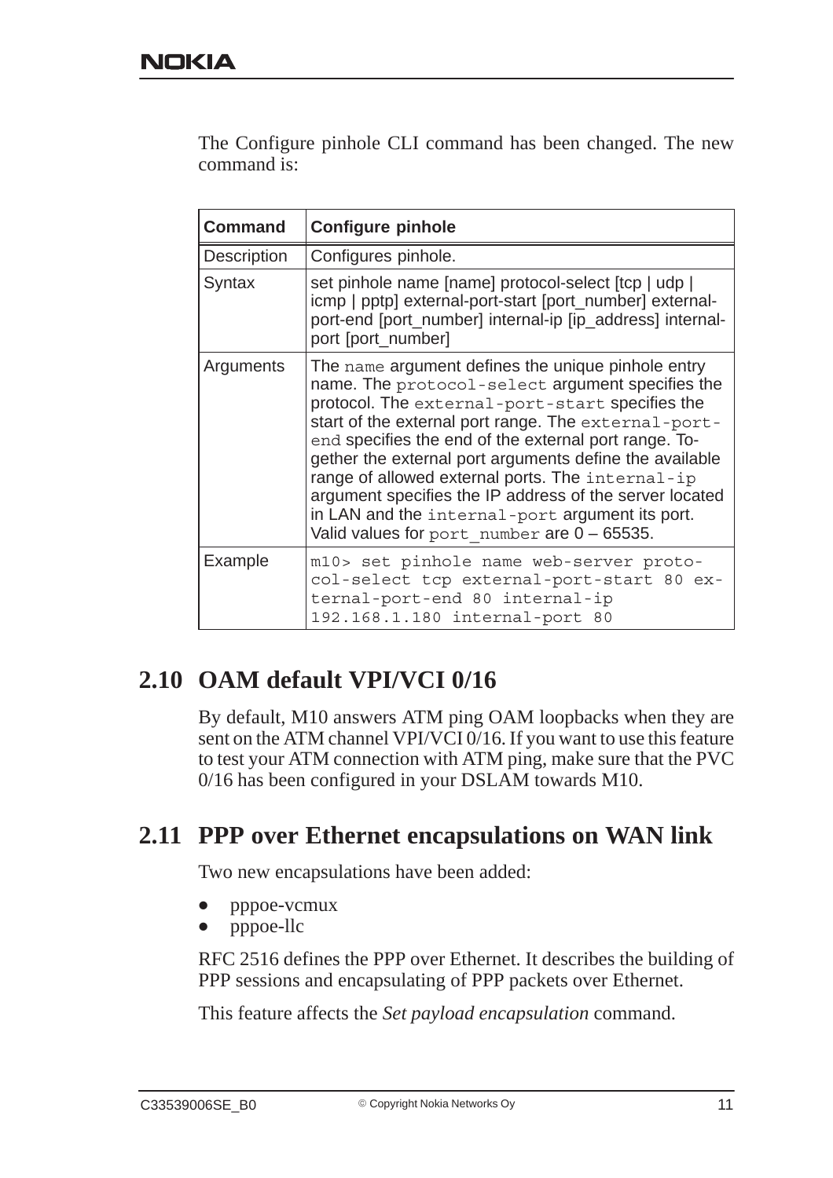The Configure pinhole CLI command has been changed. The new command is:

| Command | Configure pinhole |
|---|---|
| Description | Configures pinhole. |
| Syntax | set pinhole name [name] protocol-select [tcp \| udp \| icmp \| pptp] external-port-start [port_number] external-port-end [port_number] internal-ip [ip_address] internal-port [port_number] |
| Arguments | The `name` argument defines the unique pinhole entry name. The `protocol-select` argument specifies the protocol. The `external-port-start` specifies the start of the external port range. The `external-port-end` specifies the end of the external port range. Together the external port arguments define the available range of allowed external ports. The `internal-ip` argument specifies the IP address of the server located in LAN and the `internal-port` argument its port. Valid values for `port_number` are 0 – 65535. |
| Example | `m10> set pinhole name web-server protocol-select tcp external-port-start 80 external-port-end 80 internal-ip 192.168.1.180 internal-port 80` |

## 2.10 OAM default VPI/VCI 0/16

By default, M10 answers ATM ping OAM loopbacks when they are sent on the ATM channel VPI/VCI 0/16. If you want to use this feature to test your ATM connection with ATM ping, make sure that the PVC 0/16 has been configured in your DSLAM towards M10.

## 2.11 PPP over Ethernet encapsulations on WAN link

Two new encapsulations have been added:

- pppoe-vcmux
- pppoe-llc

RFC 2516 defines the PPP over Ethernet. It describes the building of PPP sessions and encapsulating of PPP packets over Ethernet.

This feature affects the *Set payload encapsulation* command.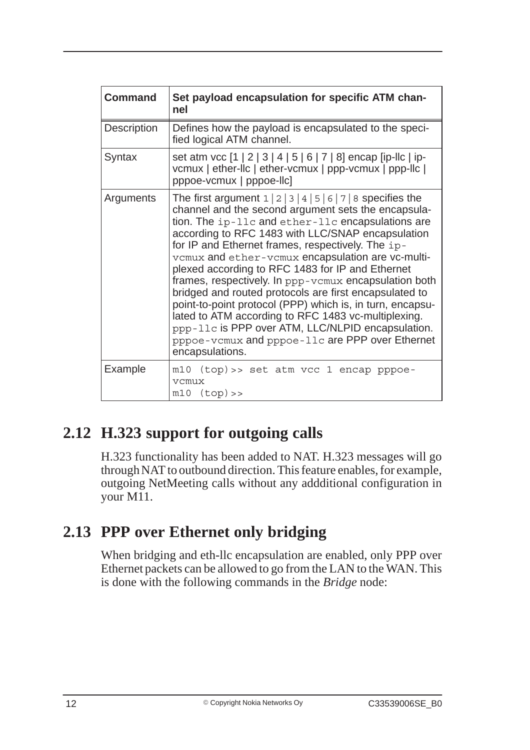| Command | Set payload encapsulation for specific ATM channel |
|---|---|
| Description | Defines how the payload is encapsulated to the specified logical ATM channel. |
| Syntax | set atm vcc [1 \| 2 \| 3 \| 4 \| 5 \| 6 \| 7 \| 8] encap [ip-llc \| ip-vcmux \| ether-llc \| ether-vcmux \| ppp-vcmux \| ppp-llc \| pppoe-vcmux \| pppoe-llc] |
| Arguments | The first argument `1|2|3|4|5|6|7|8` specifies the channel and the second argument sets the encapsulation. The `ip-llc` and `ether-llc` encapsulations are according to RFC 1483 with LLC/SNAP encapsulation for IP and Ethernet frames, respectively. The `ip-vcmux` and `ether-vcmux` encapsulation are vc-multiplexed according to RFC 1483 for IP and Ethernet frames, respectively. In `ppp-vcmux` encapsulation both bridged and routed protocols are first encapsulated to point-to-point protocol (PPP) which is, in turn, encapsulated to ATM according to RFC 1483 vc-multiplexing. `ppp-llc` is PPP over ATM, LLC/NLPID encapsulation. `pppoe-vcmux` and `pppoe-llc` are PPP over Ethernet encapsulations. |
| Example | `m10 (top)>> set atm vcc 1 encap pppoe-vcmux`<br>`m10 (top)>>` |

## 2.12 H.323 support for outgoing calls

H.323 functionality has been added to NAT. H.323 messages will go through NAT to outbound direction. This feature enables, for example, outgoing NetMeeting calls without any addditional configuration in your M11.

## 2.13 PPP over Ethernet only bridging

When bridging and eth-llc encapsulation are enabled, only PPP over Ethernet packets can be allowed to go from the LAN to the WAN. This is done with the following commands in the *Bridge* node: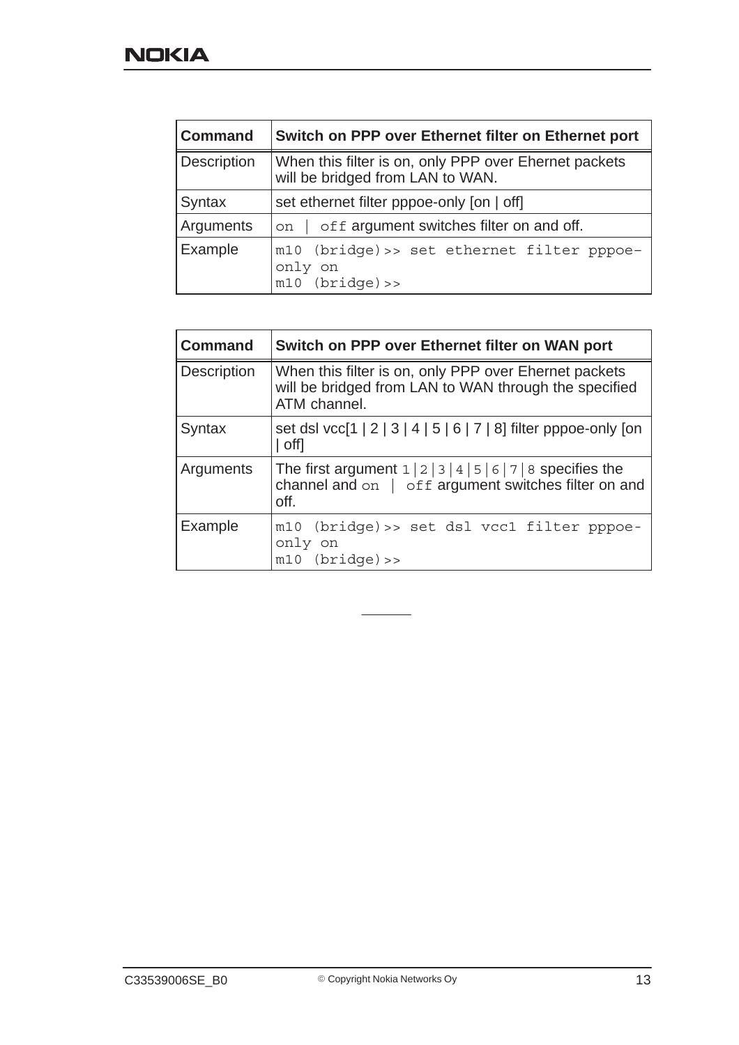| Command | Switch on PPP over Ethernet filter on Ethernet port |
|---|---|
| Description | When this filter is on, only PPP over Ehernet packets will be bridged from LAN to WAN. |
| Syntax | set ethernet filter pppoe-only [on \| off] |
| Arguments | `on | off` argument switches filter on and off. |
| Example | `m10 (bridge)>> set ethernet filter pppoe-only on`<br>`m10 (bridge)>>` |

| Command | Switch on PPP over Ethernet filter on WAN port |
|---|---|
| Description | When this filter is on, only PPP over Ehernet packets will be bridged from LAN to WAN through the specified ATM channel. |
| Syntax | set dsl vcc[1 \| 2 \| 3 \| 4 \| 5 \| 6 \| 7 \| 8] filter pppoe-only [on \| off] |
| Arguments | The first argument `1|2|3|4|5|6|7|8` specifies the channel and `on | off` argument switches filter on and off. |
| Example | `m10 (bridge)>> set dsl vcc1 filter pppoe-only on`<br>`m10 (bridge)>>` |